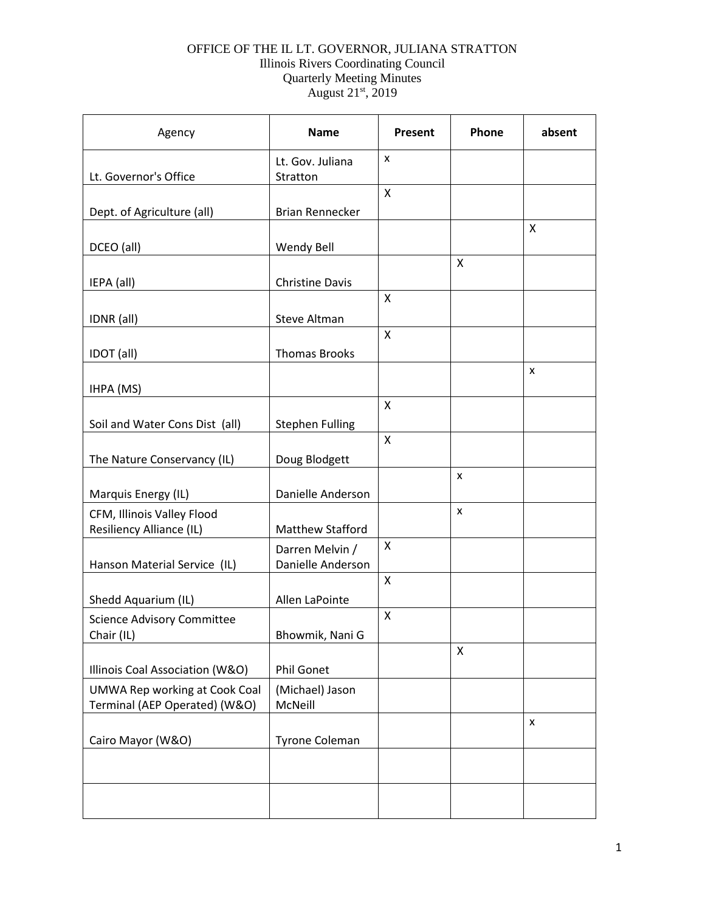OFFICE OF THE IL LT. GOVERNOR, JULIANA STRATTON
Illinois Rivers Coordinating Council
Quarterly Meeting Minutes
August 21st, 2019

| Agency | Name | Present | Phone | absent |
|---|---|---|---|---|
| Lt. Governor's Office | Lt. Gov. Juliana Stratton | x | | |
| Dept. of Agriculture (all) | Brian Rennecker | X | | |
| DCEO (all) | Wendy Bell | | | X |
| IEPA (all) | Christine Davis | | X | |
| IDNR (all) | Steve Altman | X | | |
| IDOT (all) | Thomas Brooks | X | | |
| IHPA (MS) | | | | x |
| Soil and Water Cons Dist (all) | Stephen Fulling | X | | |
| The Nature Conservancy (IL) | Doug Blodgett | X | | |
| Marquis Energy (IL) | Danielle Anderson | | x | |
| CFM, Illinois Valley Flood Resiliency Alliance (IL) | Matthew Stafford | | x | |
| Hanson Material Service (IL) | Darren Melvin / Danielle Anderson | X | | |
| Shedd Aquarium (IL) | Allen LaPointe | X | | |
| Science Advisory Committee Chair (IL) | Bhowmik, Nani G | X | | |
| Illinois Coal Association (W&O) | Phil Gonet | | X | |
| UMWA Rep working at Cook Coal Terminal (AEP Operated) (W&O) | (Michael) Jason McNeill | | | |
| Cairo Mayor (W&O) | Tyrone Coleman | | | x |
| | | | | |
| | | | | |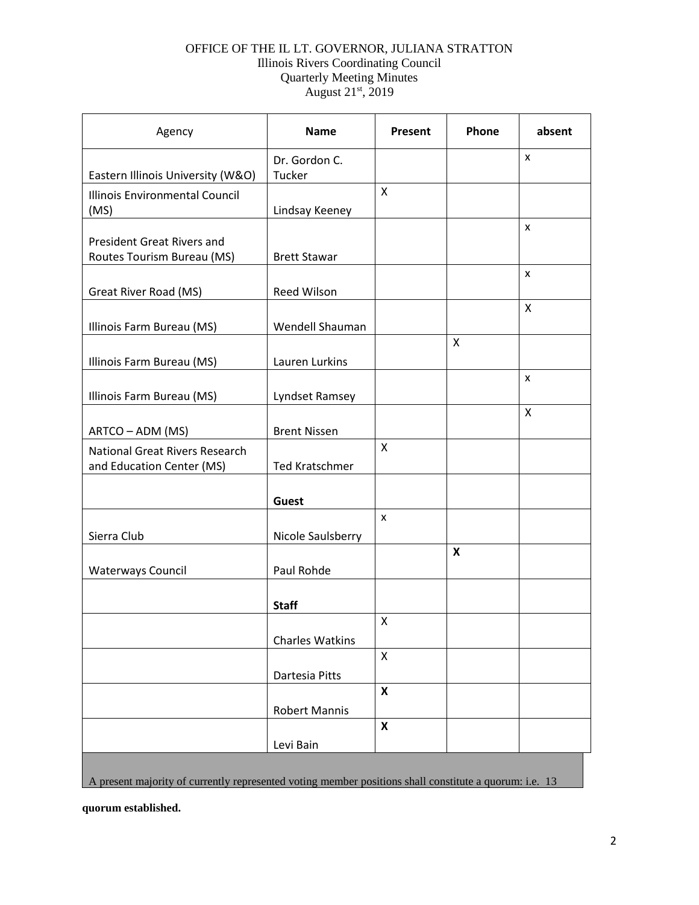OFFICE OF THE IL LT. GOVERNOR, JULIANA STRATTON
Illinois Rivers Coordinating Council
Quarterly Meeting Minutes
August 21st, 2019

| Agency | Name | Present | Phone | absent |
|---|---|---|---|---|
| Eastern Illinois University (W&O) | Dr. Gordon C. Tucker | | | x |
| Illinois Environmental Council (MS) | Lindsay Keeney | X | | |
| President Great Rivers and Routes Tourism Bureau (MS) | Brett Stawar | | | x |
| Great River Road (MS) | Reed Wilson | | | x |
| Illinois Farm Bureau (MS) | Wendell Shauman | | | X |
| Illinois Farm Bureau (MS) | Lauren Lurkins | | X | |
| Illinois Farm Bureau (MS) | Lyndset Ramsey | | | x |
| ARTCO – ADM (MS) | Brent Nissen | | | X |
| National Great Rivers Research and Education Center (MS) | Ted Kratschmer | X | | |
| | **Guest** | | | |
| Sierra Club | Nicole Saulsberry | x | | |
| Waterways Council | Paul Rohde | | **X** | |
| | **Staff** | | | |
| | Charles Watkins | X | | |
| | Dartesia Pitts | X | | |
| | Robert Mannis | **X** | | |
| | Levi Bain | **X** | | |

A present majority of currently represented voting member positions shall constitute a quorum: i.e. 13

**quorum established.**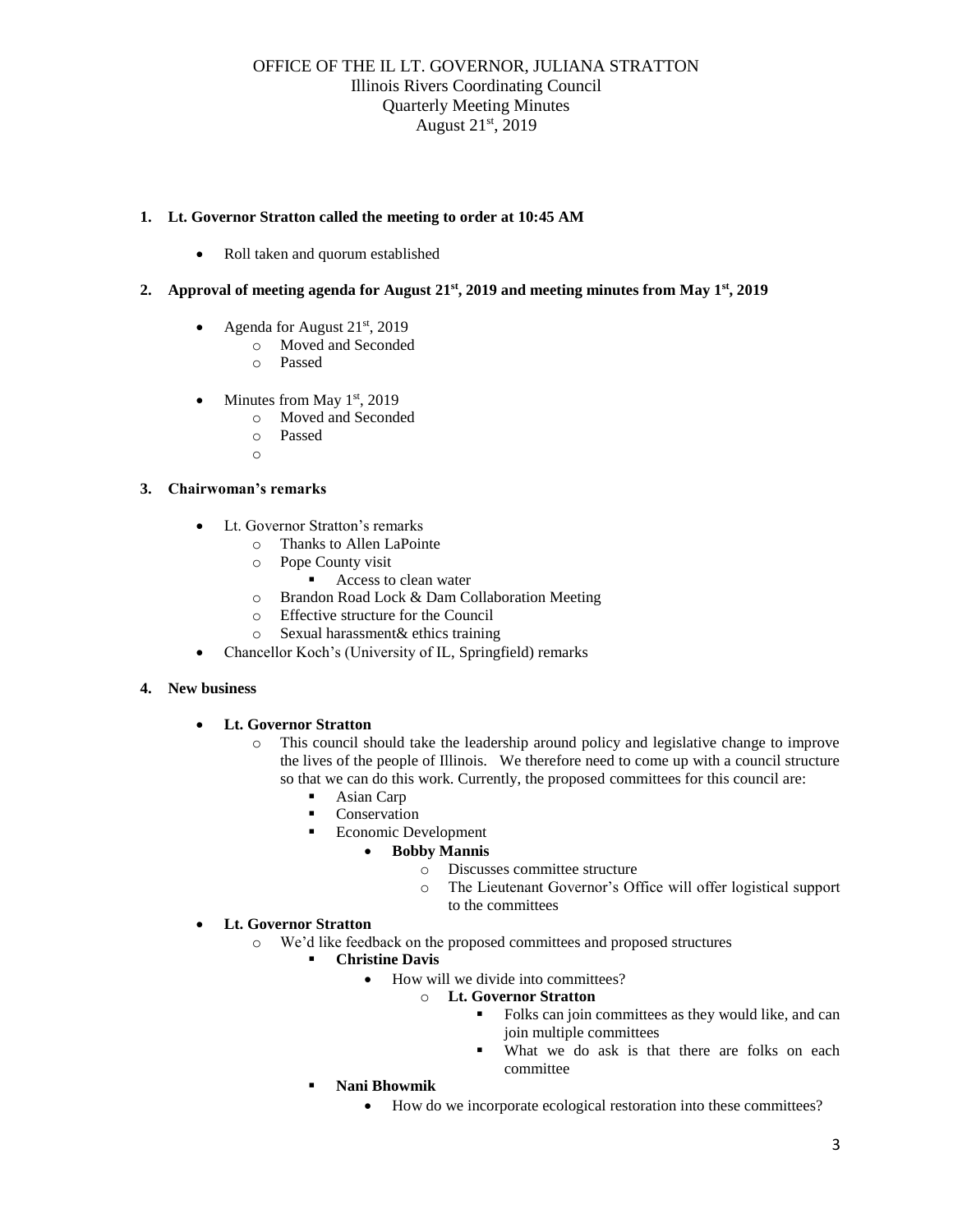OFFICE OF THE IL LT. GOVERNOR, JULIANA STRATTON
Illinois Rivers Coordinating Council
Quarterly Meeting Minutes
August 21st, 2019

1. **Lt. Governor Stratton called the meeting to order at 10:45 AM**

    - Roll taken and quorum established

2. **Approval of meeting agenda for August 21st, 2019 and meeting minutes from May 1st, 2019**

    - Agenda for August 21st, 2019
        - Moved and Seconded
        - Passed
    - Minutes from May 1st, 2019
        - Moved and Seconded
        - Passed
        -

3. **Chairwoman's remarks**

    - Lt. Governor Stratton's remarks
        - Thanks to Allen LaPointe
        - Pope County visit
            - Access to clean water
        - Brandon Road Lock & Dam Collaboration Meeting
        - Effective structure for the Council
        - Sexual harassment& ethics training
    - Chancellor Koch's (University of IL, Springfield) remarks

4. **New business**

    - **Lt. Governor Stratton**
        - This council should take the leadership around policy and legislative change to improve the lives of the people of Illinois. We therefore need to come up with a council structure so that we can do this work. Currently, the proposed committees for this council are:
            - Asian Carp
            - Conservation
            - Economic Development
                - **Bobby Mannis**
                    - Discusses committee structure
                    - The Lieutenant Governor's Office will offer logistical support to the committees
    - **Lt. Governor Stratton**
        - We'd like feedback on the proposed committees and proposed structures
            - **Christine Davis**
                - How will we divide into committees?
                    - **Lt. Governor Stratton**
                        - Folks can join committees as they would like, and can join multiple committees
                        - What we do ask is that there are folks on each committee
            - **Nani Bhowmik**
                - How do we incorporate ecological restoration into these committees?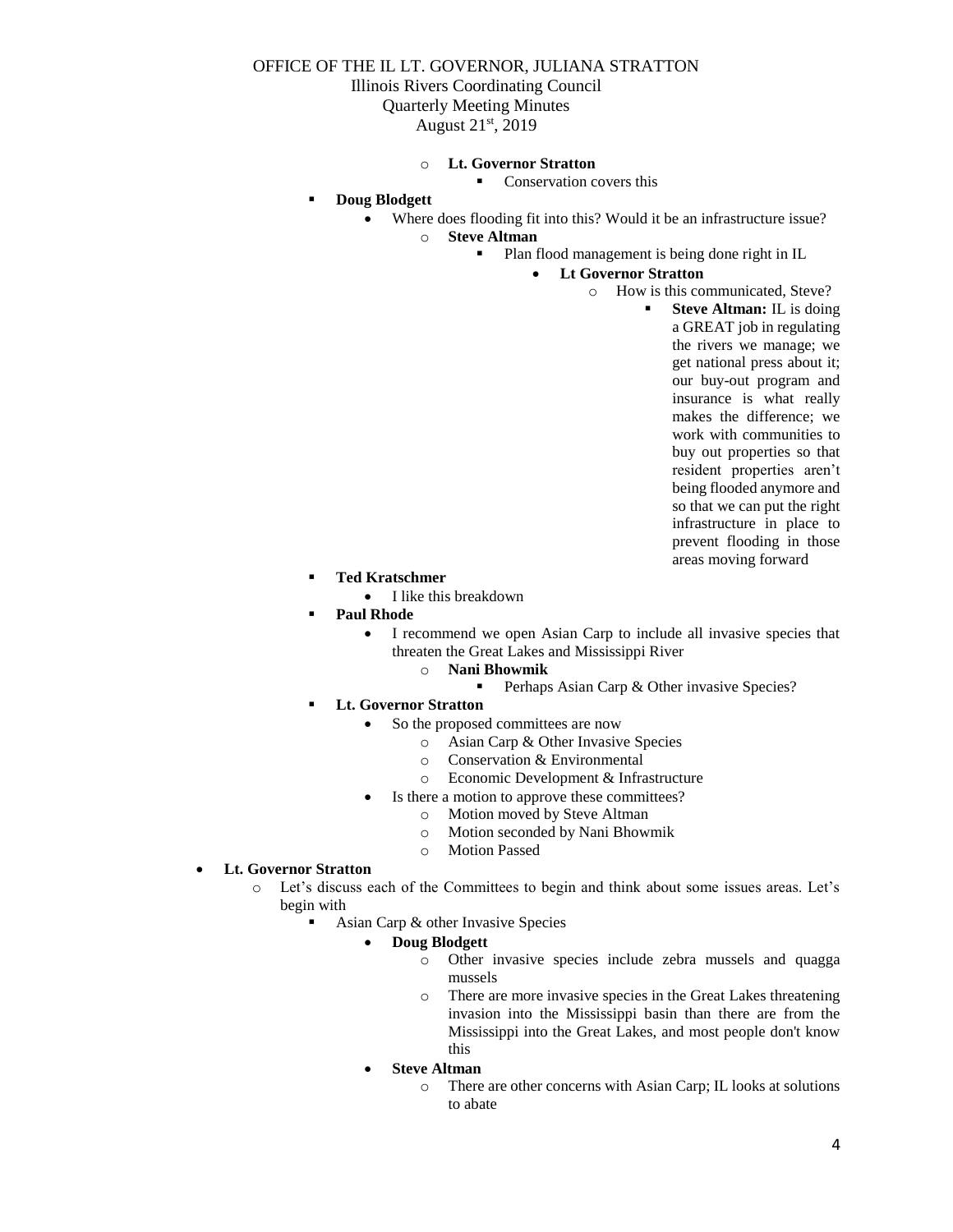- **Lt. Governor Stratton**
  - Conservation covers this
- **Doug Blodgett**
  - Where does flooding fit into this? Would it be an infrastructure issue?
    - **Steve Altman**
      - Plan flood management is being done right in IL
        - **Lt Governor Stratton**
          - How is this communicated, Steve?
            - **Steve Altman:** IL is doing a GREAT job in regulating the rivers we manage; we get national press about it; our buy-out program and insurance is what really makes the difference; we work with communities to buy out properties so that resident properties aren't being flooded anymore and so that we can put the right infrastructure in place to prevent flooding in those areas moving forward
- **Ted Kratschmer**
  - I like this breakdown
- **Paul Rhode**
  - I recommend we open Asian Carp to include all invasive species that threaten the Great Lakes and Mississippi River
    - **Nani Bhowmik**
      - Perhaps Asian Carp & Other invasive Species?
- **Lt. Governor Stratton**
  - So the proposed committees are now
    - Asian Carp & Other Invasive Species
    - Conservation & Environmental
    - Economic Development & Infrastructure
  - Is there a motion to approve these committees?
    - Motion moved by Steve Altman
    - Motion seconded by Nani Bhowmik
    - Motion Passed

- **Lt. Governor Stratton**
  - Let's discuss each of the Committees to begin and think about some issues areas. Let's begin with
    - Asian Carp & other Invasive Species
      - **Doug Blodgett**
        - Other invasive species include zebra mussels and quagga mussels
        - There are more invasive species in the Great Lakes threatening invasion into the Mississippi basin than there are from the Mississippi into the Great Lakes, and most people don't know this
      - **Steve Altman**
        - There are other concerns with Asian Carp; IL looks at solutions to abate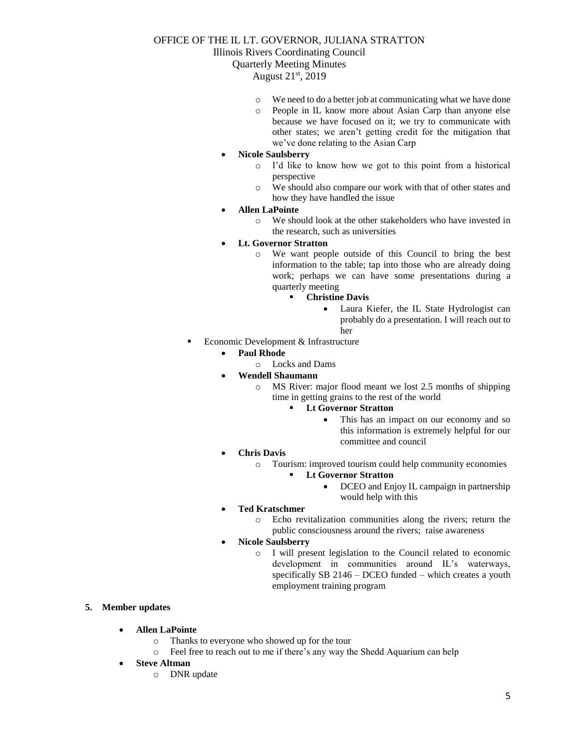- We need to do a better job at communicating what we have done
- People in IL know more about Asian Carp than anyone else because we have focused on it; we try to communicate with other states; we aren't getting credit for the mitigation that we've done relating to the Asian Carp

- **Nicole Saulsberry**
  - I'd like to know how we got to this point from a historical perspective
  - We should also compare our work with that of other states and how they have handled the issue
- **Allen LaPointe**
  - We should look at the other stakeholders who have invested in the research, such as universities
- **Lt. Governor Stratton**
  - We want people outside of this Council to bring the best information to the table; tap into those who are already doing work; perhaps we can have some presentations during a quarterly meeting
    - **Christine Davis**
      - Laura Kiefer, the IL State Hydrologist can probably do a presentation. I will reach out to her

- Economic Development & Infrastructure
  - **Paul Rhode**
    - Locks and Dams
  - **Wendell Shaumann**
    - MS River: major flood meant we lost 2.5 months of shipping time in getting grains to the rest of the world
      - **Lt Governor Stratton**
        - This has an impact on our economy and so this information is extremely helpful for our committee and council
  - **Chris Davis**
    - Tourism: improved tourism could help community economies
      - **Lt Governor Stratton**
        - DCEO and Enjoy IL campaign in partnership would help with this
  - **Ted Kratschmer**
    - Echo revitalization communities along the rivers; return the public consciousness around the rivers; raise awareness
  - **Nicole Saulsberry**
    - I will present legislation to the Council related to economic development in communities around IL's waterways, specifically SB 2146 – DCEO funded – which creates a youth employment training program

**5. Member updates**

- **Allen LaPointe**
  - Thanks to everyone who showed up for the tour
  - Feel free to reach out to me if there's any way the Shedd Aquarium can help
- **Steve Altman**
  - DNR update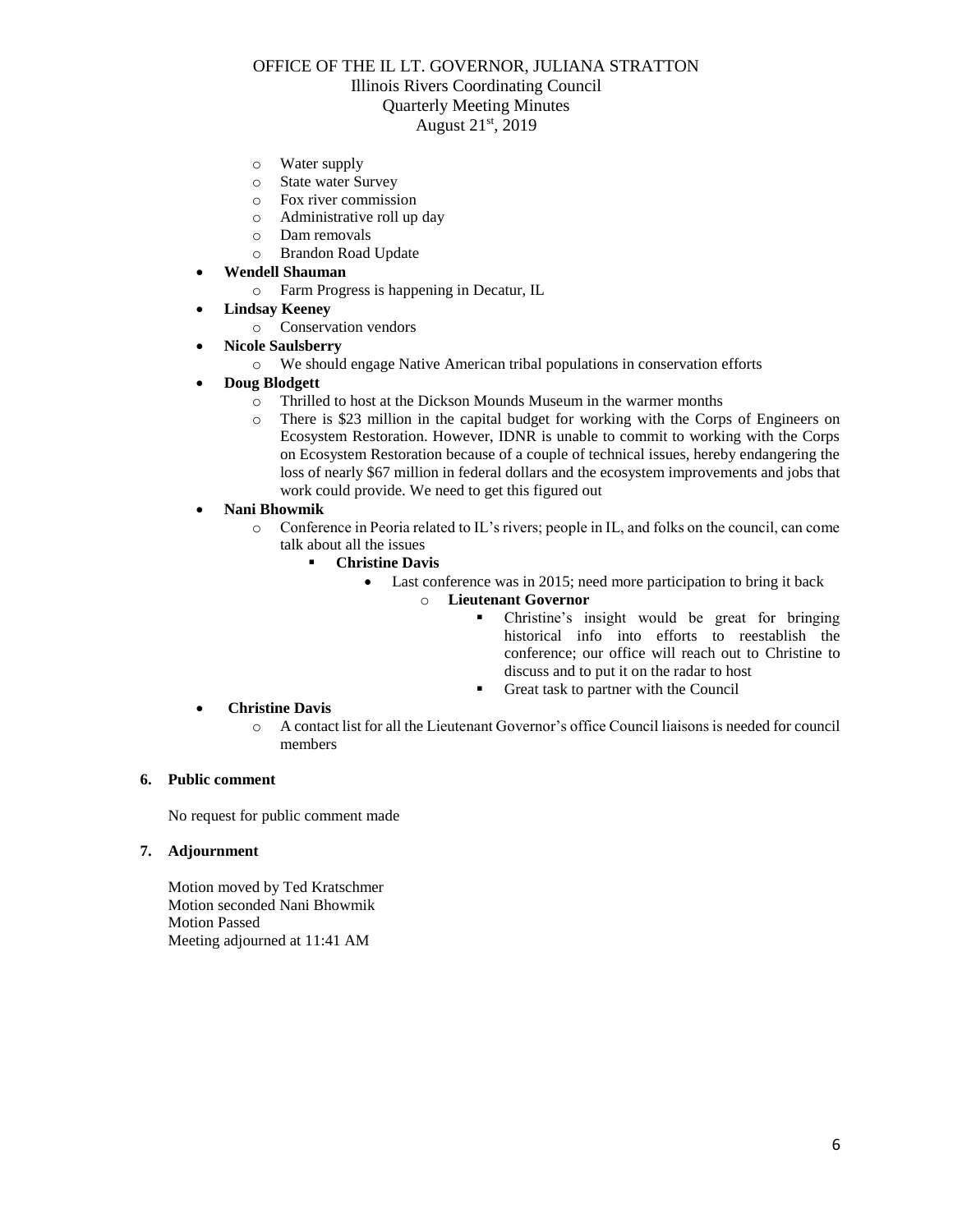- Water supply
- State water Survey
- Fox river commission
- Administrative roll up day
- Dam removals
- Brandon Road Update

- **Wendell Shauman**
  - Farm Progress is happening in Decatur, IL
- **Lindsay Keeney**
  - Conservation vendors
- **Nicole Saulsberry**
  - We should engage Native American tribal populations in conservation efforts
- **Doug Blodgett**
  - Thrilled to host at the Dickson Mounds Museum in the warmer months
  - There is $23 million in the capital budget for working with the Corps of Engineers on Ecosystem Restoration. However, IDNR is unable to commit to working with the Corps on Ecosystem Restoration because of a couple of technical issues, hereby endangering the loss of nearly $67 million in federal dollars and the ecosystem improvements and jobs that work could provide. We need to get this figured out
- **Nani Bhowmik**
  - Conference in Peoria related to IL's rivers; people in IL, and folks on the council, can come talk about all the issues
    - **Christine Davis**
      - Last conference was in 2015; need more participation to bring it back
        - **Lieutenant Governor**
          - Christine's insight would be great for bringing historical info into efforts to reestablish the conference; our office will reach out to Christine to discuss and to put it on the radar to host
          - Great task to partner with the Council
- **Christine Davis**
  - A contact list for all the Lieutenant Governor's office Council liaisons is needed for council members

**6. Public comment**

No request for public comment made

**7. Adjournment**

Motion moved by Ted Kratschmer
Motion seconded Nani Bhowmik
Motion Passed
Meeting adjourned at 11:41 AM